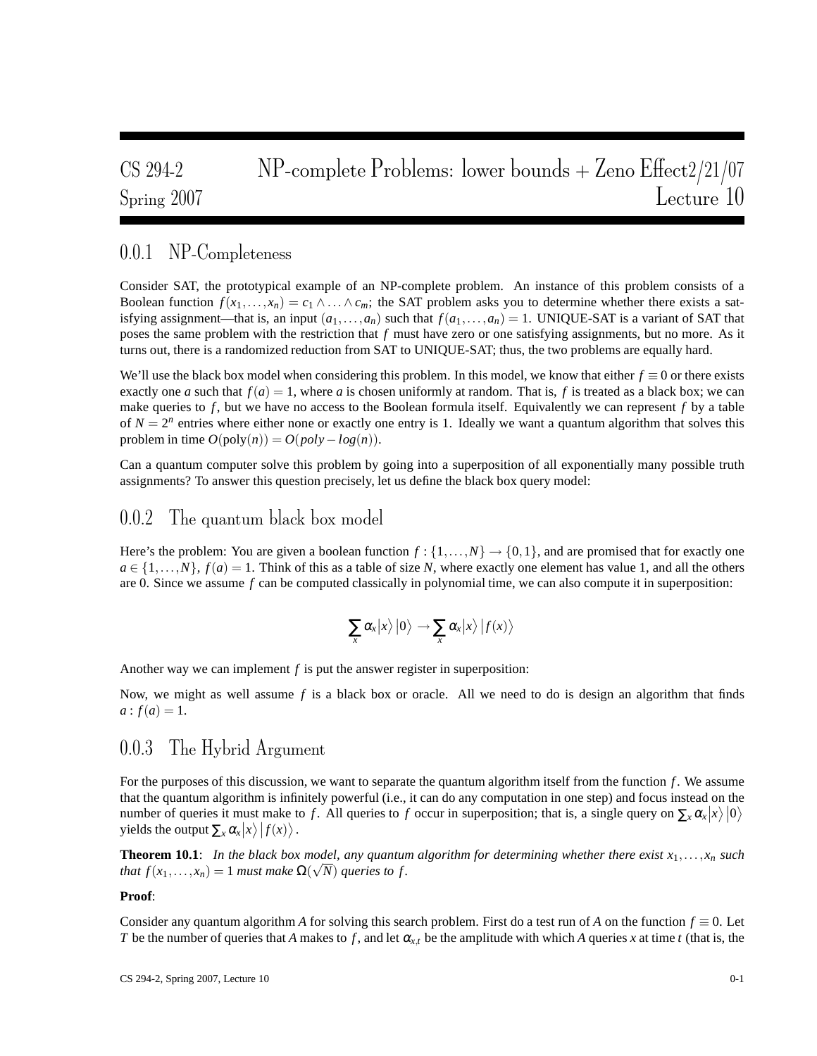# CS 294-2 NP-complete Problems: lower bounds + Zeno Effect 2/21/07
## Spring 2007 Lecture 10

### 0.0.1 NP-Completeness

Consider SAT, the prototypical example of an NP-complete problem. An instance of this problem consists of a Boolean function $f(x_1,\ldots,x_n) = c_1 \wedge \ldots \wedge c_m$; the SAT problem asks you to determine whether there exists a satisfying assignment—that is, an input $(a_1,\ldots,a_n)$ such that $f(a_1,\ldots,a_n) = 1$. UNIQUE-SAT is a variant of SAT that poses the same problem with the restriction that $f$ must have zero or one satisfying assignments, but no more. As it turns out, there is a randomized reduction from SAT to UNIQUE-SAT; thus, the two problems are equally hard.

We'll use the black box model when considering this problem. In this model, we know that either $f \equiv 0$ or there exists exactly one $a$ such that $f(a) = 1$, where $a$ is chosen uniformly at random. That is, $f$ is treated as a black box; we can make queries to $f$, but we have no access to the Boolean formula itself. Equivalently we can represent $f$ by a table of $N = 2^n$ entries where either none or exactly one entry is 1. Ideally we want a quantum algorithm that solves this problem in time $O(\text{poly}(n)) = O(poly-log(n))$.

Can a quantum computer solve this problem by going into a superposition of all exponentially many possible truth assignments? To answer this question precisely, let us define the black box query model:

### 0.0.2 The quantum black box model

Here's the problem: You are given a boolean function $f : \{1,\ldots,N\} \to \{0,1\}$, and are promised that for exactly one $a \in \{1,\ldots,N\}$, $f(a) = 1$. Think of this as a table of size $N$, where exactly one element has value 1, and all the others are 0. Since we assume $f$ can be computed classically in polynomial time, we can also compute it in superposition:

$$\sum_x \alpha_x |x\rangle\,|0\rangle \to \sum_x \alpha_x |x\rangle\,|f(x)\rangle$$

Another way we can implement $f$ is put the answer register in superposition:

Now, we might as well assume $f$ is a black box or oracle. All we need to do is design an algorithm that finds $a : f(a) = 1$.

### 0.0.3 The Hybrid Argument

For the purposes of this discussion, we want to separate the quantum algorithm itself from the function $f$. We assume that the quantum algorithm is infinitely powerful (i.e., it can do any computation in one step) and focus instead on the number of queries it must make to $f$. All queries to $f$ occur in superposition; that is, a single query on $\sum_x \alpha_x |x\rangle\,|0\rangle$ yields the output $\sum_x \alpha_x |x\rangle\,|f(x)\rangle$.

**Theorem 10.1**: *In the black box model, any quantum algorithm for determining whether there exist $x_1,\ldots,x_n$ such that $f(x_1,\ldots,x_n) = 1$ must make $\Omega(\sqrt{N})$ queries to $f$.*

**Proof**:

Consider any quantum algorithm $A$ for solving this search problem. First do a test run of $A$ on the function $f \equiv 0$. Let $T$ be the number of queries that $A$ makes to $f$, and let $\alpha_{x,t}$ be the amplitude with which $A$ queries $x$ at time $t$ (that is, the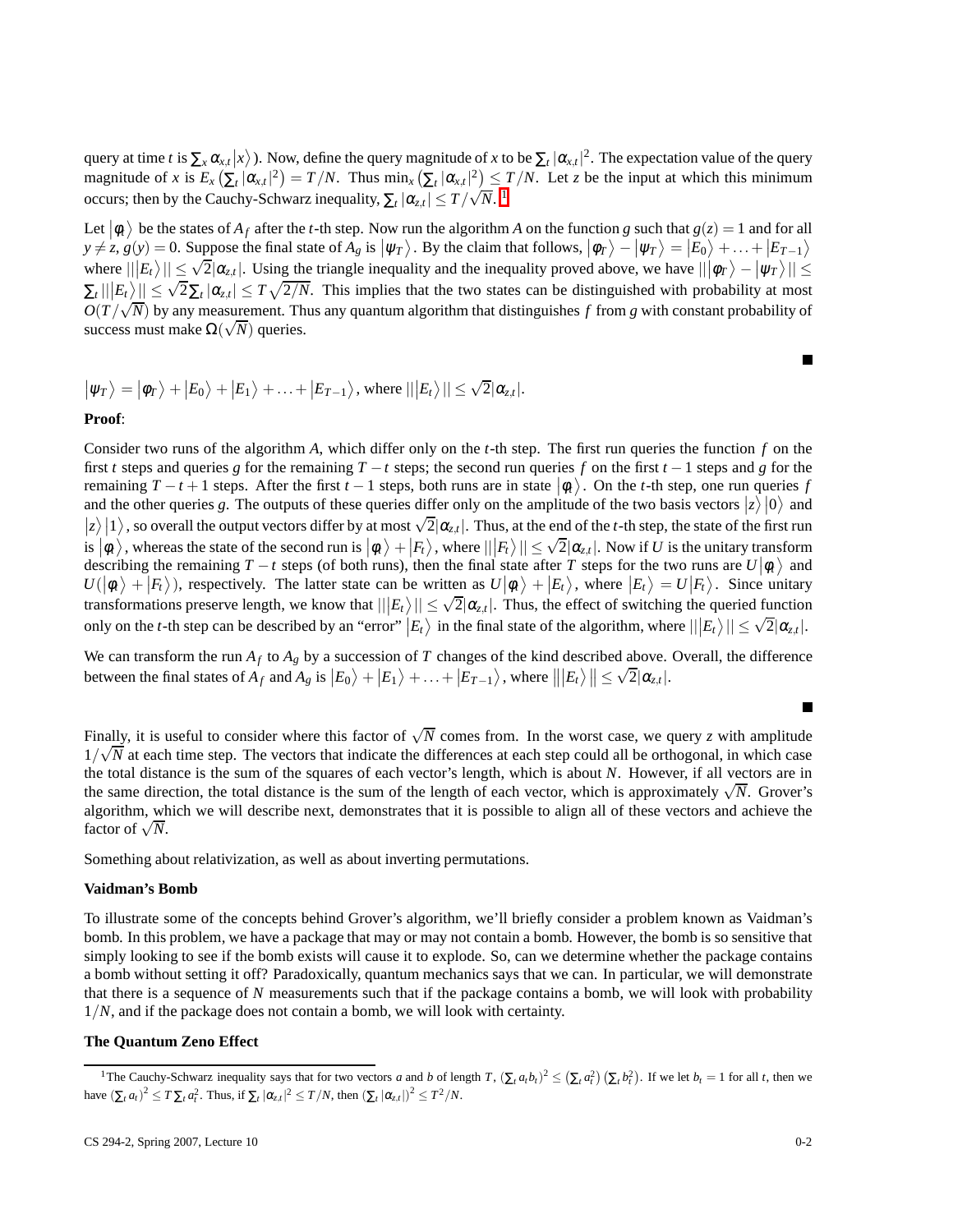query at time $t$ is $\sum_x \alpha_{x,t}|x\rangle$). Now, define the query magnitude of $x$ to be $\sum_t |\alpha_{x,t}|^2$. The expectation value of the query magnitude of $x$ is $E_x\left(\sum_t |\alpha_{x,t}|^2\right) = T/N$. Thus $\min_x\left(\sum_t |\alpha_{x,t}|^2\right) \leq T/N$. Let $z$ be the input at which this minimum occurs; then by the Cauchy-Schwarz inequality, $\sum_t |\alpha_{z,t}| \leq T/\sqrt{N}$.[1]

Let $|\phi_t\rangle$ be the states of $A_f$ after the $t$-th step. Now run the algorithm $A$ on the function $g$ such that $g(z) = 1$ and for all $y \neq z$, $g(y) = 0$. Suppose the final state of $A_g$ is $|\psi_T\rangle$. By the claim that follows, $|\phi_T\rangle - |\psi_T\rangle = |E_0\rangle + \ldots + |E_{T-1}\rangle$ where $|||E_t\rangle|| \leq \sqrt{2}|\alpha_{z,t}|$. Using the triangle inequality and the inequality proved above, we have $|||\phi_T\rangle - |\psi_T\rangle|| \leq \sum_t |||E_t\rangle|| \leq \sqrt{2}\sum_t |\alpha_{z,t}| \leq T\sqrt{2/N}$. This implies that the two states can be distinguished with probability at most $O(T/\sqrt{N})$ by any measurement. Thus any quantum algorithm that distinguishes $f$ from $g$ with constant probability of success must make $\Omega(\sqrt{N})$ queries.

■

$|\psi_T\rangle = |\phi_T\rangle + |E_0\rangle + |E_1\rangle + \ldots + |E_{T-1}\rangle$, where $|||E_t\rangle|| \leq \sqrt{2}|\alpha_{z,t}|$.

**Proof**:

Consider two runs of the algorithm $A$, which differ only on the $t$-th step. The first run queries the function $f$ on the first $t$ steps and queries $g$ for the remaining $T-t$ steps; the second run queries $f$ on the first $t-1$ steps and $g$ for the remaining $T-t+1$ steps. After the first $t-1$ steps, both runs are in state $|\phi_t\rangle$. On the $t$-th step, one run queries $f$ and the other queries $g$. The outputs of these queries differ only on the amplitude of the two basis vectors $|z\rangle|0\rangle$ and $|z\rangle|1\rangle$, so overall the output vectors differ by at most $\sqrt{2}|\alpha_{z,t}|$. Thus, at the end of the $t$-th step, the state of the first run is $|\phi_t\rangle$, whereas the state of the second run is $|\phi_t\rangle + |F_t\rangle$, where $|||F_t\rangle|| \leq \sqrt{2}|\alpha_{z,t}|$. Now if $U$ is the unitary transform describing the remaining $T-t$ steps (of both runs), then the final state after $T$ steps for the two runs are $U|\phi_t\rangle$ and $U(|\phi_t\rangle + |F_t\rangle)$, respectively. The latter state can be written as $U|\phi_t\rangle + |E_t\rangle$, where $|E_t\rangle = U|F_t\rangle$. Since unitary transformations preserve length, we know that $|||E_t\rangle|| \leq \sqrt{2}|\alpha_{z,t}|$. Thus, the effect of switching the queried function only on the $t$-th step can be described by an "error" $|E_t\rangle$ in the final state of the algorithm, where $|||E_t\rangle|| \leq \sqrt{2}|\alpha_{z,t}|$.

We can transform the run $A_f$ to $A_g$ by a succession of $T$ changes of the kind described above. Overall, the difference between the final states of $A_f$ and $A_g$ is $|E_0\rangle + |E_1\rangle + \ldots + |E_{T-1}\rangle$, where $\left\||E_t\rangle\right\| \leq \sqrt{2}|\alpha_{z,t}|$.

■

Finally, it is useful to consider where this factor of $\sqrt{N}$ comes from. In the worst case, we query $z$ with amplitude $1/\sqrt{N}$ at each time step. The vectors that indicate the differences at each step could all be orthogonal, in which case the total distance is the sum of the squares of each vector's length, which is about $N$. However, if all vectors are in the same direction, the total distance is the sum of the length of each vector, which is approximately $\sqrt{N}$. Grover's algorithm, which we will describe next, demonstrates that it is possible to align all of these vectors and achieve the factor of $\sqrt{N}$.

Something about relativization, as well as about inverting permutations.

### Vaidman's Bomb

To illustrate some of the concepts behind Grover's algorithm, we'll briefly consider a problem known as Vaidman's bomb. In this problem, we have a package that may or may not contain a bomb. However, the bomb is so sensitive that simply looking to see if the bomb exists will cause it to explode. So, can we determine whether the package contains a bomb without setting it off? Paradoxically, quantum mechanics says that we can. In particular, we will demonstrate that there is a sequence of $N$ measurements such that if the package contains a bomb, we will look with probability $1/N$, and if the package does not contain a bomb, we will look with certainty.

### The Quantum Zeno Effect

---

[1] The Cauchy-Schwarz inequality says that for two vectors $a$ and $b$ of length $T$, $(\sum_t a_t b_t)^2 \leq (\sum_t a_t^2)(\sum_t b_t^2)$. If we let $b_t = 1$ for all $t$, then we have $(\sum_t a_t)^2 \leq T\sum_t a_t^2$. Thus, if $\sum_t |\alpha_{z,t}|^2 \leq T/N$, then $(\sum_t |\alpha_{z,t}|)^2 \leq T^2/N$.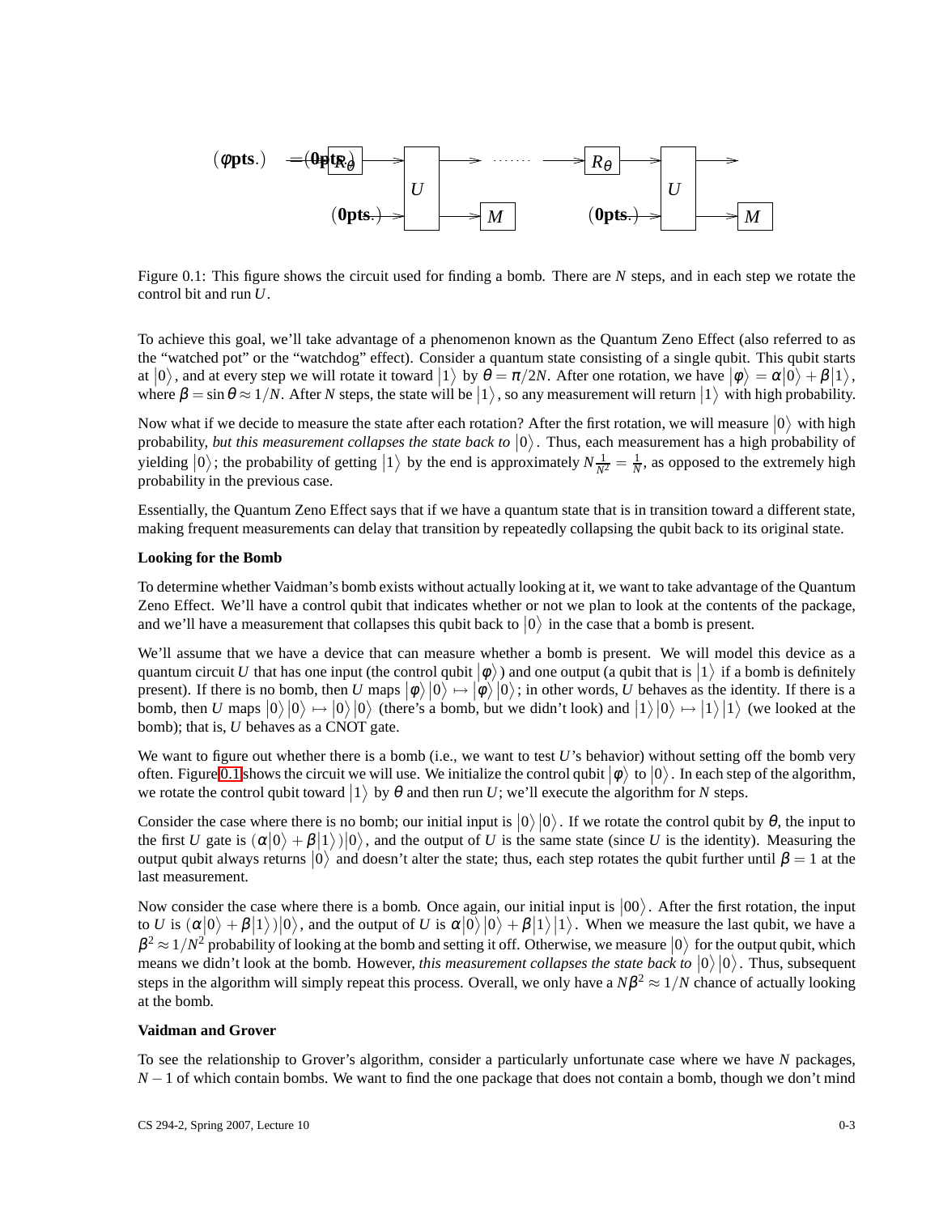Figure 0.1: This figure shows the circuit used for finding a bomb. There are $N$ steps, and in each step we rotate the control bit and run $U$.

To achieve this goal, we'll take advantage of a phenomenon known as the Quantum Zeno Effect (also referred to as the "watched pot" or the "watchdog" effect). Consider a quantum state consisting of a single qubit. This qubit starts at $|0\rangle$, and at every step we will rotate it toward $|1\rangle$ by $\theta = \pi/2N$. After one rotation, we have $|\phi\rangle = \alpha|0\rangle + \beta|1\rangle$, where $\beta = \sin\theta \approx 1/N$. After $N$ steps, the state will be $|1\rangle$, so any measurement will return $|1\rangle$ with high probability.

Now what if we decide to measure the state after each rotation? After the first rotation, we will measure $|0\rangle$ with high probability, *but this measurement collapses the state back to* $|0\rangle$. Thus, each measurement has a high probability of yielding $|0\rangle$; the probability of getting $|1\rangle$ by the end is approximately $N\frac{1}{N^2} = \frac{1}{N}$, as opposed to the extremely high probability in the previous case.

Essentially, the Quantum Zeno Effect says that if we have a quantum state that is in transition toward a different state, making frequent measurements can delay that transition by repeatedly collapsing the qubit back to its original state.

**Looking for the Bomb**

To determine whether Vaidman's bomb exists without actually looking at it, we want to take advantage of the Quantum Zeno Effect. We'll have a control qubit that indicates whether or not we plan to look at the contents of the package, and we'll have a measurement that collapses this qubit back to $|0\rangle$ in the case that a bomb is present.

We'll assume that we have a device that can measure whether a bomb is present. We will model this device as a quantum circuit $U$ that has one input (the control qubit $|\phi\rangle$) and one output (a qubit that is $|1\rangle$ if a bomb is definitely present). If there is no bomb, then $U$ maps $|\phi\rangle|0\rangle \mapsto |\phi\rangle|0\rangle$; in other words, $U$ behaves as the identity. If there is a bomb, then $U$ maps $|0\rangle|0\rangle \mapsto |0\rangle|0\rangle$ (there's a bomb, but we didn't look) and $|1\rangle|0\rangle \mapsto |1\rangle|1\rangle$ (we looked at the bomb); that is, $U$ behaves as a CNOT gate.

We want to figure out whether there is a bomb (i.e., we want to test $U$'s behavior) without setting off the bomb very often. Figure 0.1 shows the circuit we will use. We initialize the control qubit $|\phi\rangle$ to $|0\rangle$. In each step of the algorithm, we rotate the control qubit toward $|1\rangle$ by $\theta$ and then run $U$; we'll execute the algorithm for $N$ steps.

Consider the case where there is no bomb; our initial input is $|0\rangle|0\rangle$. If we rotate the control qubit by $\theta$, the input to the first $U$ gate is $(\alpha|0\rangle + \beta|1\rangle)|0\rangle$, and the output of $U$ is the same state (since $U$ is the identity). Measuring the output qubit always returns $|0\rangle$ and doesn't alter the state; thus, each step rotates the qubit further until $\beta = 1$ at the last measurement.

Now consider the case where there is a bomb. Once again, our initial input is $|00\rangle$. After the first rotation, the input to $U$ is $(\alpha|0\rangle + \beta|1\rangle)|0\rangle$, and the output of $U$ is $\alpha|0\rangle|0\rangle + \beta|1\rangle|1\rangle$. When we measure the last qubit, we have a $\beta^2 \approx 1/N^2$ probability of looking at the bomb and setting it off. Otherwise, we measure $|0\rangle$ for the output qubit, which means we didn't look at the bomb. However, *this measurement collapses the state back to* $|0\rangle|0\rangle$. Thus, subsequent steps in the algorithm will simply repeat this process. Overall, we only have a $N\beta^2 \approx 1/N$ chance of actually looking at the bomb.

**Vaidman and Grover**

To see the relationship to Grover's algorithm, consider a particularly unfortunate case where we have $N$ packages, $N-1$ of which contain bombs. We want to find the one package that does not contain a bomb, though we don't mind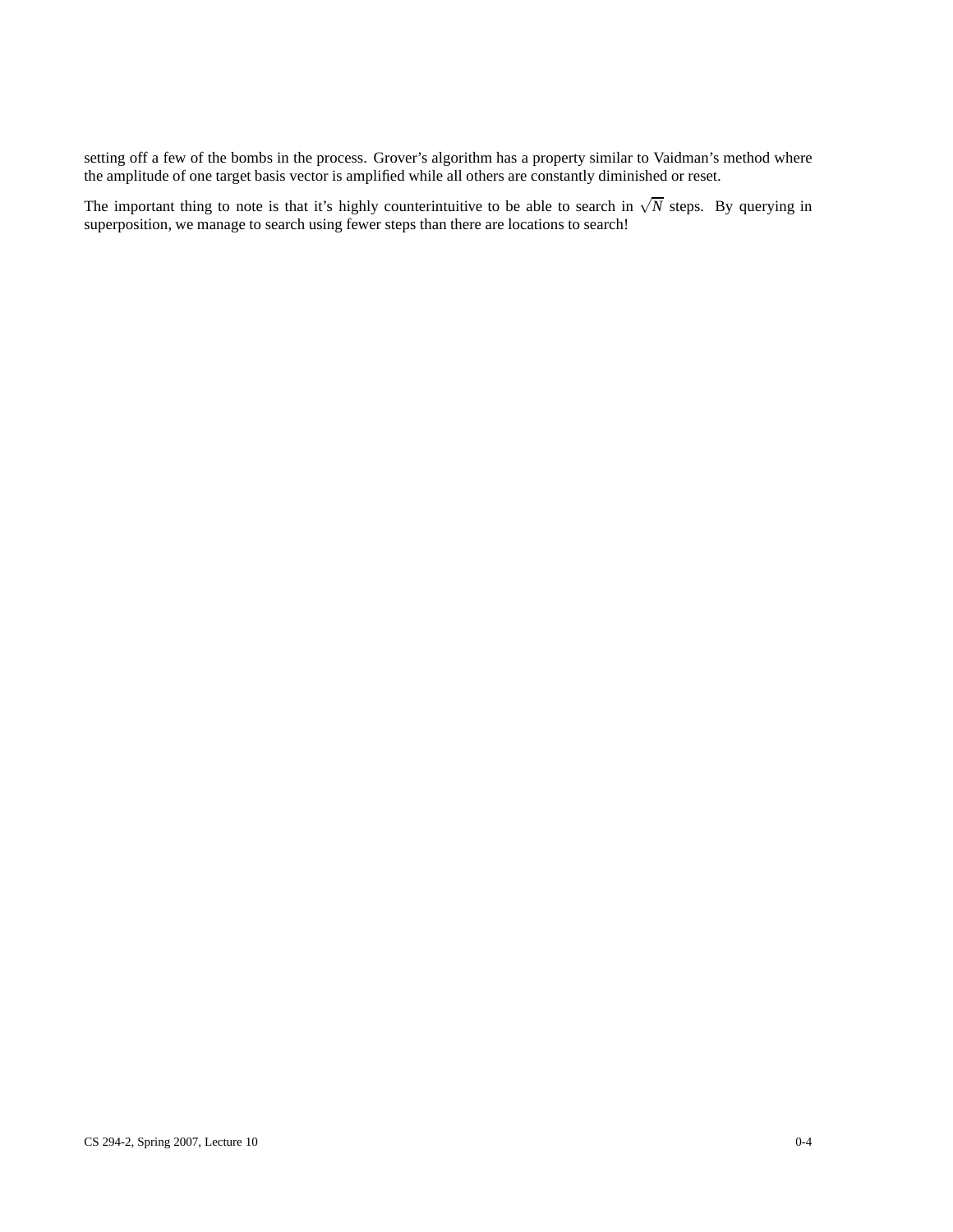setting off a few of the bombs in the process. Grover's algorithm has a property similar to Vaidman's method where the amplitude of one target basis vector is amplified while all others are constantly diminished or reset.

The important thing to note is that it's highly counterintuitive to be able to search in $\sqrt{N}$ steps. By querying in superposition, we manage to search using fewer steps than there are locations to search!